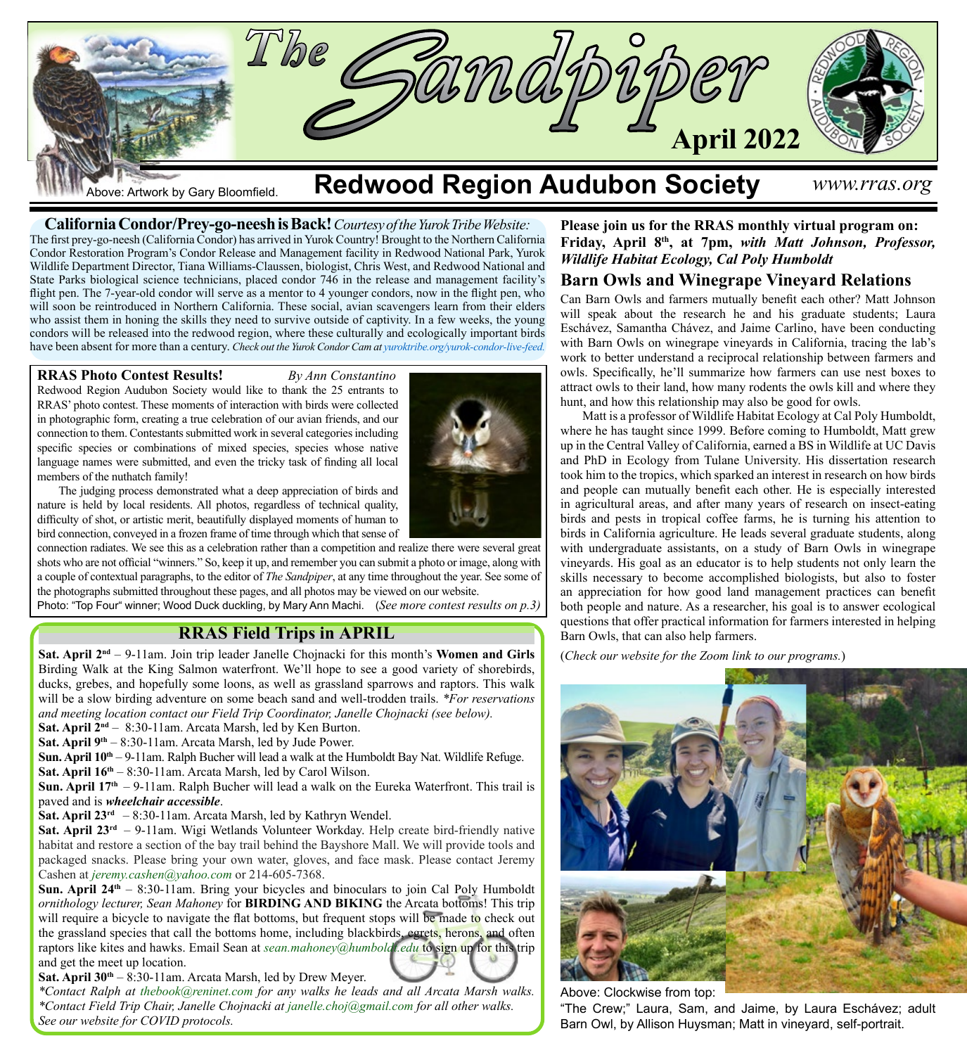# The Sandpiper

**April 2022**

Above: Artwork by Gary Bloomfield.

## Redwood Region Audubon Society

*www.rras.org*

**California Condor/Prey-go-neesh is Back!** *Courtesy of the Yurok Tribe Website:* The first prey-go-neesh (California Condor) has arrived in Yurok Country! Brought to the Northern California Condor Restoration Program's Condor Release and Management facility in Redwood National Park, Yurok Wildlife Department Director, Tiana Williams-Claussen, biologist, Chris West, and Redwood National and State Parks biological science technicians, placed condor 746 in the release and management facility's flight pen. The 7-year-old condor will serve as a mentor to 4 younger condors, now in the flight pen, who will soon be reintroduced in Northern California. These social, avian scavengers learn from their elders who assist them in honing the skills they need to survive outside of captivity. In a few weeks, the young condors will be released into the redwood region, where these culturally and ecologically important birds have been absent for more than a century. *Check out the Yurok Condor Cam at yuroktribe.org/yurok-condor-live-feed.*

**RRAS Photo Contest Results!** *By Ann Constantino*

Redwood Region Audubon Society would like to thank the 25 entrants to RRAS' photo contest. These moments of interaction with birds were collected in photographic form, creating a true celebration of our avian friends, and our connection to them. Contestants submitted work in several categories including specific species or combinations of mixed species, species whose native language names were submitted, and even the tricky task of finding all local members of the nuthatch family!

The judging process demonstrated what a deep appreciation of birds and nature is held by local residents. All photos, regardless of technical quality, difficulty of shot, or artistic merit, beautifully displayed moments of human to bird connection, conveyed in a frozen frame of time through which that sense of connection radiates. We see this as a celebration rather than a competition and realize there were several great shots who are not official "winners." So, keep it up, and remember you can submit a photo or image, along with a couple of contextual paragraphs, to the editor of *The Sandpiper*, at any time throughout the year. See some of the photographs submitted throughout these pages, and all photos may be viewed on our website.

Photo: "Top Four" winner; Wood Duck duckling, by Mary Ann Machi. (*See more contest results on p.3)*

### RRAS Field Trips in APRIL

**Sat. April 2nd** – 9-11am. Join trip leader Janelle Chojnacki for this month's **Women and Girls** Birding Walk at the King Salmon waterfront. We'll hope to see a good variety of shorebirds, ducks, grebes, and hopefully some loons, as well as grassland sparrows and raptors. This walk will be a slow birding adventure on some beach sand and well-trodden trails. *\*For reservations and meeting location contact our Field Trip Coordinator, Janelle Chojnacki (see below).*

**Sat. April 2nd** – 8:30-11am. Arcata Marsh, led by Ken Burton.

**Sat. April 9th** – 8:30-11am. Arcata Marsh, led by Jude Power.

**Sun. April 10th** – 9-11am. Ralph Bucher will lead a walk at the Humboldt Bay Nat. Wildlife Refuge.

**Sat. April 16th** – 8:30-11am. Arcata Marsh, led by Carol Wilson.

**Sun. April 17th** – 9-11am. Ralph Bucher will lead a walk on the Eureka Waterfront. This trail is paved and is ***wheelchair accessible***.

**Sat. April 23rd** – 8:30-11am. Arcata Marsh, led by Kathryn Wendel.

**Sat. April 23rd** – 9-11am. Wigi Wetlands Volunteer Workday. Help create bird-friendly native habitat and restore a section of the bay trail behind the Bayshore Mall. We will provide tools and packaged snacks. Please bring your own water, gloves, and face mask. Please contact Jeremy Cashen at *jeremy.cashen@yahoo.com* or 214-605-7368.

**Sun. April 24th** – 8:30-11am. Bring your bicycles and binoculars to join Cal Poly Humboldt *ornithology lecturer, Sean Mahoney* for **BIRDING AND BIKING** the Arcata bottoms! This trip will require a bicycle to navigate the flat bottoms, but frequent stops will be made to check out the grassland species that call the bottoms home, including blackbirds, egrets, herons, and often raptors like kites and hawks. Email Sean at *sean.mahoney@humboldt.edu* to sign up for this trip and get the meet up location.

**Sat. April 30th** – 8:30-11am. Arcata Marsh, led by Drew Meyer.

*\*Contact Ralph at thebook@reninet.com for any walks he leads and all Arcata Marsh walks.*
*\*Contact Field Trip Chair, Janelle Chojnacki at janelle.choj@gmail.com for all other walks.*
*See our website for COVID protocols.*

**Please join us for the RRAS monthly virtual program on: Friday, April 8th, at 7pm,** ***with Matt Johnson, Professor, Wildlife Habitat Ecology, Cal Poly Humboldt***

### Barn Owls and Winegrape Vineyard Relations

Can Barn Owls and farmers mutually benefit each other? Matt Johnson will speak about the research he and his graduate students; Laura Eschávez, Samantha Chávez, and Jaime Carlino, have been conducting with Barn Owls on winegrape vineyards in California, tracing the lab's work to better understand a reciprocal relationship between farmers and owls. Specifically, he'll summarize how farmers can use nest boxes to attract owls to their land, how many rodents the owls kill and where they hunt, and how this relationship may also be good for owls.

Matt is a professor of Wildlife Habitat Ecology at Cal Poly Humboldt, where he has taught since 1999. Before coming to Humboldt, Matt grew up in the Central Valley of California, earned a BS in Wildlife at UC Davis and PhD in Ecology from Tulane University. His dissertation research took him to the tropics, which sparked an interest in research on how birds and people can mutually benefit each other. He is especially interested in agricultural areas, and after many years of research on insect-eating birds and pests in tropical coffee farms, he is turning his attention to birds in California agriculture. He leads several graduate students, along with undergraduate assistants, on a study of Barn Owls in winegrape vineyards. His goal as an educator is to help students not only learn the skills necessary to become accomplished biologists, but also to foster an appreciation for how good land management practices can benefit both people and nature. As a researcher, his goal is to answer ecological questions that offer practical information for farmers interested in helping Barn Owls, that can also help farmers.

(*Check our website for the Zoom link to our programs.*)

Above: Clockwise from top:
"The Crew;" Laura, Sam, and Jaime, by Laura Eschávez; adult Barn Owl, by Allison Huysman; Matt in vineyard, self-portrait.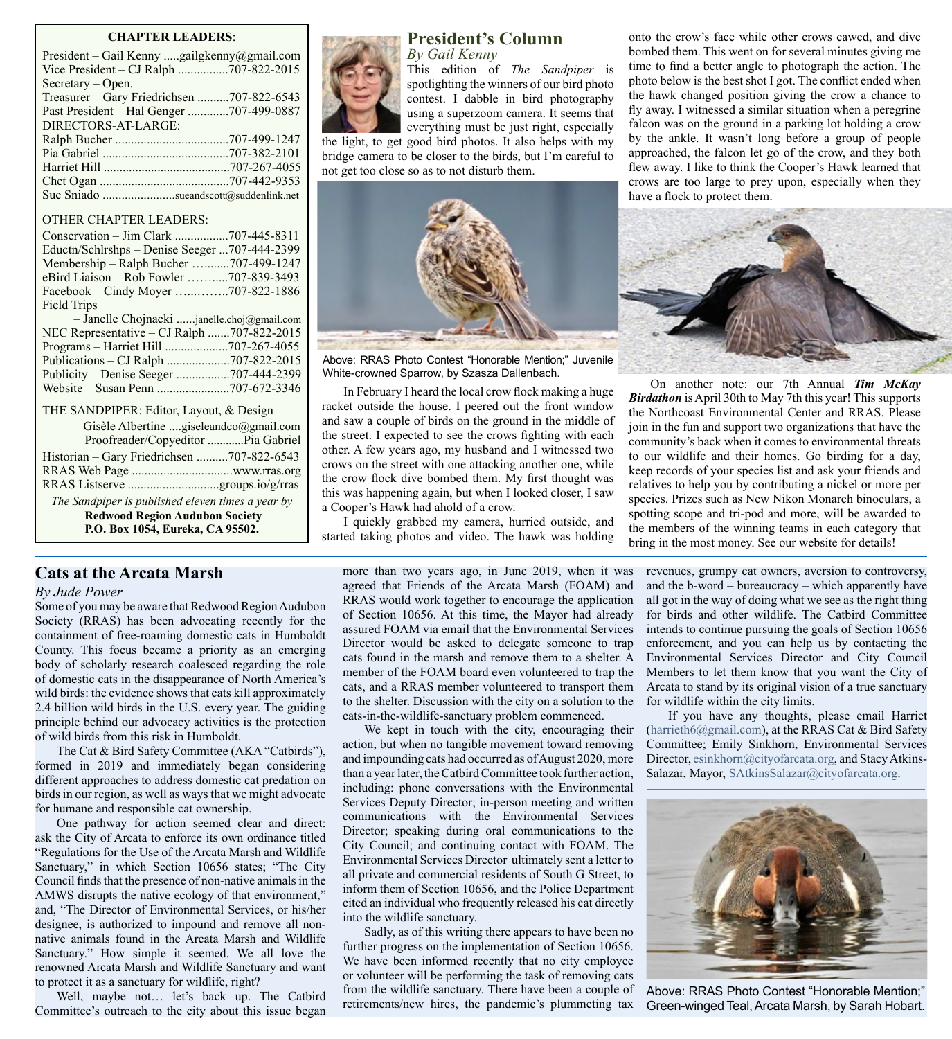**CHAPTER LEADERS**:

President – Gail Kenny .....gailgkenny@gmail.com
Vice President – CJ Ralph ................707-822-2015
Secretary – Open.
Treasurer – Gary Friedrichsen ..........707-822-6543
Past President – Hal Genger .............707-499-0887
DIRECTORS-AT-LARGE:
Ralph Bucher ....................................707-499-1247
Pia Gabriel ........................................707-382-2101
Harriet Hill ........................................707-267-4055
Chet Ogan .........................................707-442-9353
Sue Sniado .......................sueandscott@suddenlink.net

OTHER CHAPTER LEADERS:
Conservation – Jim Clark .................707-445-8311
Eductn/Schlrshps – Denise Seeger ...707-444-2399
Membership – Ralph Bucher …........707-499-1247
eBird Liaison – Rob Fowler ……......707-839-3493
Facebook – Cindy Moyer …..……..707-822-1886
Field Trips
– Janelle Chojnacki ......janelle.choj@gmail.com
NEC Representative – CJ Ralph .......707-822-2015
Programs – Harriet Hill ....................707-267-4055
Publications – CJ Ralph ....................707-822-2015
Publicity – Denise Seeger .................707-444-2399
Website – Susan Penn .......................707-672-3346

THE SANDPIPER: Editor, Layout, & Design
– Gisèle Albertine ....giseleandco@gmail.com
– Proofreader/Copyeditor ............Pia Gabriel
Historian – Gary Friedrichsen ..........707-822-6543
RRAS Web Page ................................www.rras.org
RRAS Listserve .............................groups.io/g/rras

*The Sandpiper is published eleven times a year by*
**Redwood Region Audubon Society**
**P.O. Box 1054, Eureka, CA 95502.**

## President's Column

*By Gail Kenny*

This edition of *The Sandpiper* is spotlighting the winners of our bird photo contest. I dabble in bird photography using a superzoom camera. It seems that everything must be just right, especially the light, to get good bird photos. It also helps with my bridge camera to be closer to the birds, but I'm careful to not get too close so as to not disturb them.

Above: RRAS Photo Contest "Honorable Mention;" Juvenile White-crowned Sparrow, by Szasza Dallenbach.

In February I heard the local crow flock making a huge racket outside the house. I peered out the front window and saw a couple of birds on the ground in the middle of the street. I expected to see the crows fighting with each other. A few years ago, my husband and I witnessed two crows on the street with one attacking another one, while the crow flock dive bombed them. My first thought was this was happening again, but when I looked closer, I saw a Cooper's Hawk had ahold of a crow.

I quickly grabbed my camera, hurried outside, and started taking photos and video. The hawk was holding onto the crow's face while other crows cawed, and dive bombed them. This went on for several minutes giving me time to find a better angle to photograph the action. The photo below is the best shot I got. The conflict ended when the hawk changed position giving the crow a chance to fly away. I witnessed a similar situation when a peregrine falcon was on the ground in a parking lot holding a crow by the ankle. It wasn't long before a group of people approached, the falcon let go of the crow, and they both flew away. I like to think the Cooper's Hawk learned that crows are too large to prey upon, especially when they have a flock to protect them.

On another note: our 7th Annual ***Tim McKay Birdathon*** is April 30th to May 7th this year! This supports the Northcoast Environmental Center and RRAS. Please join in the fun and support two organizations that have the community's back when it comes to environmental threats to our wildlife and their homes. Go birding for a day, keep records of your species list and ask your friends and relatives to help you by contributing a nickel or more per species. Prizes such as New Nikon Monarch binoculars, a spotting scope and tri-pod and more, will be awarded to the members of the winning teams in each category that bring in the most money. See our website for details!

## Cats at the Arcata Marsh

*By Jude Power*

Some of you may be aware that Redwood Region Audubon Society (RRAS) has been advocating recently for the containment of free-roaming domestic cats in Humboldt County. This focus became a priority as an emerging body of scholarly research coalesced regarding the role of domestic cats in the disappearance of North America's wild birds: the evidence shows that cats kill approximately 2.4 billion wild birds in the U.S. every year. The guiding principle behind our advocacy activities is the protection of wild birds from this risk in Humboldt.

The Cat & Bird Safety Committee (AKA "Catbirds"), formed in 2019 and immediately began considering different approaches to address domestic cat predation on birds in our region, as well as ways that we might advocate for humane and responsible cat ownership.

One pathway for action seemed clear and direct: ask the City of Arcata to enforce its own ordinance titled "Regulations for the Use of the Arcata Marsh and Wildlife Sanctuary," in which Section 10656 states; "The City Council finds that the presence of non-native animals in the AMWS disrupts the native ecology of that environment," and, "The Director of Environmental Services, or his/her designee, is authorized to impound and remove all non-native animals found in the Arcata Marsh and Wildlife Sanctuary." How simple it seemed. We all love the renowned Arcata Marsh and Wildlife Sanctuary and want to protect it as a sanctuary for wildlife, right?

Well, maybe not… let's back up. The Catbird Committee's outreach to the city about this issue began more than two years ago, in June 2019, when it was agreed that Friends of the Arcata Marsh (FOAM) and RRAS would work together to encourage the application of Section 10656. At this time, the Mayor had already assured FOAM via email that the Environmental Services Director would be asked to delegate someone to trap cats found in the marsh and remove them to a shelter. A member of the FOAM board even volunteered to trap the cats, and a RRAS member volunteered to transport them to the shelter. Discussion with the city on a solution to the cats-in-the-wildlife-sanctuary problem commenced.

We kept in touch with the city, encouraging their action, but when no tangible movement toward removing and impounding cats had occurred as of August 2020, more than a year later, the Catbird Committee took further action, including: phone conversations with the Environmental Services Deputy Director; in-person meeting and written communications with the Environmental Services Director; speaking during oral communications to the City Council; and continuing contact with FOAM. The Environmental Services Director ultimately sent a letter to all private and commercial residents of South G Street, to inform them of Section 10656, and the Police Department cited an individual who frequently released his cat directly into the wildlife sanctuary.

Sadly, as of this writing there appears to have been no further progress on the implementation of Section 10656. We have been informed recently that no city employee or volunteer will be performing the task of removing cats from the wildlife sanctuary. There have been a couple of retirements/new hires, the pandemic's plummeting tax revenues, grumpy cat owners, aversion to controversy, and the b-word – bureaucracy – which apparently have all got in the way of doing what we see as the right thing for birds and other wildlife. The Catbird Committee intends to continue pursuing the goals of Section 10656 enforcement, and you can help us by contacting the Environmental Services Director and City Council Members to let them know that you want the City of Arcata to stand by its original vision of a true sanctuary for wildlife within the city limits.

If you have any thoughts, please email Harriet (harrieth6@gmail.com), at the RRAS Cat & Bird Safety Committee; Emily Sinkhorn, Environmental Services Director, esinkhorn@cityofarcata.org, and Stacy Atkins-Salazar, Mayor, SAtkinsSalazar@cityofarcata.org.

Above: RRAS Photo Contest "Honorable Mention;" Green-winged Teal, Arcata Marsh, by Sarah Hobart.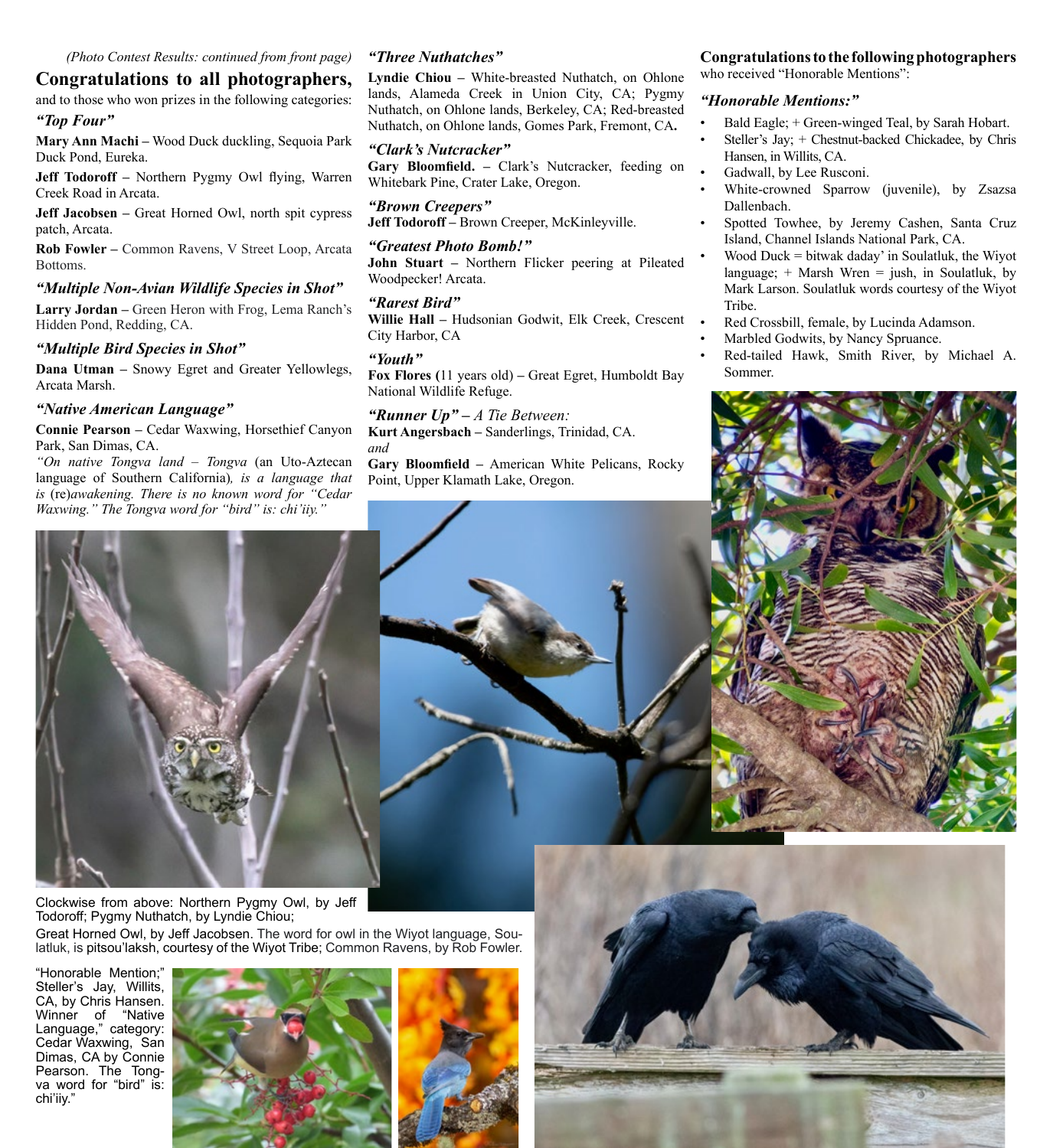*(Photo Contest Results: continued from front page)*

## Congratulations to all photographers,

and to those who won prizes in the following categories:

### *"Top Four"*

**Mary Ann Machi –** Wood Duck duckling, Sequoia Park Duck Pond, Eureka.

**Jeff Todoroff –** Northern Pygmy Owl flying, Warren Creek Road in Arcata.

**Jeff Jacobsen –** Great Horned Owl, north spit cypress patch, Arcata.

**Rob Fowler –** Common Ravens, V Street Loop, Arcata Bottoms.

### *"Multiple Non-Avian Wildlife Species in Shot"*

**Larry Jordan –** Green Heron with Frog, Lema Ranch's Hidden Pond, Redding, CA.

### *"Multiple Bird Species in Shot"*

**Dana Utman –** Snowy Egret and Greater Yellowlegs, Arcata Marsh.

### *"Native American Language"*

**Connie Pearson –** Cedar Waxwing, Horsethief Canyon Park, San Dimas, CA.

*"On native Tongva land – Tongva* (an Uto-Aztecan language of Southern California)*, is a language that is* (re)*awakening. There is no known word for "Cedar Waxwing." The Tongva word for "bird" is: chi'iiy."*

### *"Three Nuthatches"*

**Lyndie Chiou –** White-breasted Nuthatch, on Ohlone lands, Alameda Creek in Union City, CA; Pygmy Nuthatch, on Ohlone lands, Berkeley, CA; Red-breasted Nuthatch, on Ohlone lands, Gomes Park, Fremont, CA**.**

### *"Clark's Nutcracker"*

**Gary Bloomfield. –** Clark's Nutcracker, feeding on Whitebark Pine, Crater Lake, Oregon.

### *"Brown Creepers"*

**Jeff Todoroff –** Brown Creeper, McKinleyville.

### *"Greatest Photo Bomb!"*

**John Stuart –** Northern Flicker peering at Pileated Woodpecker! Arcata.

### *"Rarest Bird"*

**Willie Hall –** Hudsonian Godwit, Elk Creek, Crescent City Harbor, CA

### *"Youth"*

**Fox Flores (**11 years old) **–** Great Egret, Humboldt Bay National Wildlife Refuge.

### *"Runner Up" – A Tie Between:*

**Kurt Angersbach –** Sanderlings, Trinidad, CA.

*and*

**Gary Bloomfield –** American White Pelicans, Rocky Point, Upper Klamath Lake, Oregon.

**Congratulations to the following photographers** who received "Honorable Mentions":

### *"Honorable Mentions:"*

- Bald Eagle; + Green-winged Teal, by Sarah Hobart.
- Steller's Jay; + Chestnut-backed Chickadee, by Chris Hansen, in Willits, CA.
- Gadwall, by Lee Rusconi.
- White-crowned Sparrow (juvenile), by Zsazsa Dallenbach.
- Spotted Towhee, by Jeremy Cashen, Santa Cruz Island, Channel Islands National Park, CA.
- Wood Duck = bitwak daday' in Soulatluk, the Wiyot language; + Marsh Wren = jush, in Soulatluk, by Mark Larson. Soulatluk words courtesy of the Wiyot Tribe.
- Red Crossbill, female, by Lucinda Adamson.
- Marbled Godwits, by Nancy Spruance.
- Red-tailed Hawk, Smith River, by Michael A. Sommer.

Clockwise from above: Northern Pygmy Owl, by Jeff Todoroff; Pygmy Nuthatch, by Lyndie Chiou; Great Horned Owl, by Jeff Jacobsen. The word for owl in the Wiyot language, Soulatluk, is pitsou'laksh, courtesy of the Wiyot Tribe; Common Ravens, by Rob Fowler.

"Honorable Mention;" Steller's Jay, Willits, CA, by Chris Hansen. Winner of "Native Language," category: Cedar Waxwing, San Dimas, CA by Connie Pearson. The Tongva word for "bird" is: chi'iiy."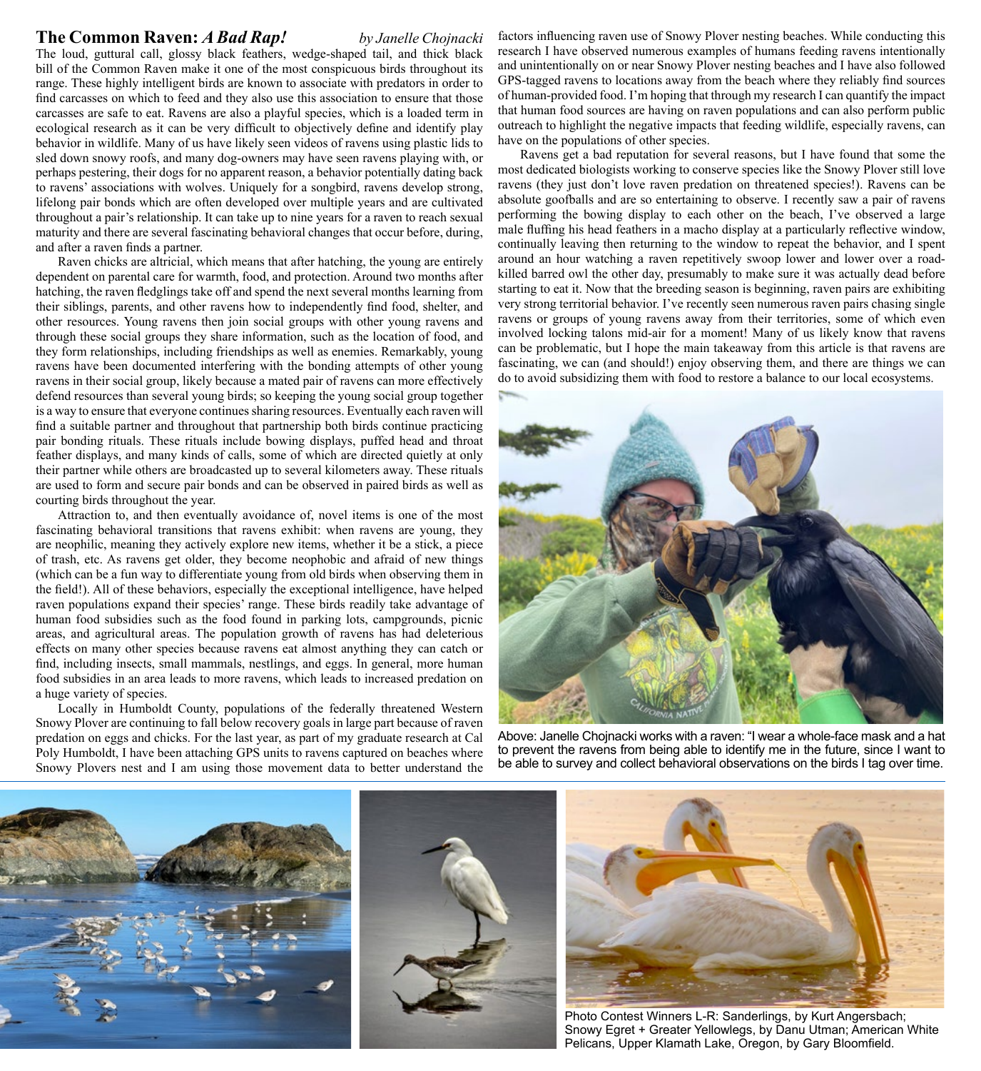## The Common Raven: *A Bad Rap!*

*by Janelle Chojnacki*

The loud, guttural call, glossy black feathers, wedge-shaped tail, and thick black bill of the Common Raven make it one of the most conspicuous birds throughout its range. These highly intelligent birds are known to associate with predators in order to find carcasses on which to feed and they also use this association to ensure that those carcasses are safe to eat. Ravens are also a playful species, which is a loaded term in ecological research as it can be very difficult to objectively define and identify play behavior in wildlife. Many of us have likely seen videos of ravens using plastic lids to sled down snowy roofs, and many dog-owners may have seen ravens playing with, or perhaps pestering, their dogs for no apparent reason, a behavior potentially dating back to ravens' associations with wolves. Uniquely for a songbird, ravens develop strong, lifelong pair bonds which are often developed over multiple years and are cultivated throughout a pair's relationship. It can take up to nine years for a raven to reach sexual maturity and there are several fascinating behavioral changes that occur before, during, and after a raven finds a partner.

Raven chicks are altricial, which means that after hatching, the young are entirely dependent on parental care for warmth, food, and protection. Around two months after hatching, the raven fledglings take off and spend the next several months learning from their siblings, parents, and other ravens how to independently find food, shelter, and other resources. Young ravens then join social groups with other young ravens and through these social groups they share information, such as the location of food, and they form relationships, including friendships as well as enemies. Remarkably, young ravens have been documented interfering with the bonding attempts of other young ravens in their social group, likely because a mated pair of ravens can more effectively defend resources than several young birds; so keeping the young social group together is a way to ensure that everyone continues sharing resources. Eventually each raven will find a suitable partner and throughout that partnership both birds continue practicing pair bonding rituals. These rituals include bowing displays, puffed head and throat feather displays, and many kinds of calls, some of which are directed quietly at only their partner while others are broadcasted up to several kilometers away. These rituals are used to form and secure pair bonds and can be observed in paired birds as well as courting birds throughout the year.

Attraction to, and then eventually avoidance of, novel items is one of the most fascinating behavioral transitions that ravens exhibit: when ravens are young, they are neophilic, meaning they actively explore new items, whether it be a stick, a piece of trash, etc. As ravens get older, they become neophobic and afraid of new things (which can be a fun way to differentiate young from old birds when observing them in the field!). All of these behaviors, especially the exceptional intelligence, have helped raven populations expand their species' range. These birds readily take advantage of human food subsidies such as the food found in parking lots, campgrounds, picnic areas, and agricultural areas. The population growth of ravens has had deleterious effects on many other species because ravens eat almost anything they can catch or find, including insects, small mammals, nestlings, and eggs. In general, more human food subsidies in an area leads to more ravens, which leads to increased predation on a huge variety of species.

Locally in Humboldt County, populations of the federally threatened Western Snowy Plover are continuing to fall below recovery goals in large part because of raven predation on eggs and chicks. For the last year, as part of my graduate research at Cal Poly Humboldt, I have been attaching GPS units to ravens captured on beaches where Snowy Plovers nest and I am using those movement data to better understand the factors influencing raven use of Snowy Plover nesting beaches. While conducting this research I have observed numerous examples of humans feeding ravens intentionally and unintentionally on or near Snowy Plover nesting beaches and I have also followed GPS-tagged ravens to locations away from the beach where they reliably find sources of human-provided food. I'm hoping that through my research I can quantify the impact that human food sources are having on raven populations and can also perform public outreach to highlight the negative impacts that feeding wildlife, especially ravens, can have on the populations of other species.

Ravens get a bad reputation for several reasons, but I have found that some the most dedicated biologists working to conserve species like the Snowy Plover still love ravens (they just don't love raven predation on threatened species!). Ravens can be absolute goofballs and are so entertaining to observe. I recently saw a pair of ravens performing the bowing display to each other on the beach, I've observed a large male fluffing his head feathers in a macho display at a particularly reflective window, continually leaving then returning to the window to repeat the behavior, and I spent around an hour watching a raven repetitively swoop lower and lower over a road-killed barred owl the other day, presumably to make sure it was actually dead before starting to eat it. Now that the breeding season is beginning, raven pairs are exhibiting very strong territorial behavior. I've recently seen numerous raven pairs chasing single ravens or groups of young ravens away from their territories, some of which even involved locking talons mid-air for a moment! Many of us likely know that ravens can be problematic, but I hope the main takeaway from this article is that ravens are fascinating, we can (and should!) enjoy observing them, and there are things we can do to avoid subsidizing them with food to restore a balance to our local ecosystems.

Above: Janelle Chojnacki works with a raven: "I wear a whole-face mask and a hat to prevent the ravens from being able to identify me in the future, since I want to be able to survey and collect behavioral observations on the birds I tag over time.

Photo Contest Winners L-R: Sanderlings, by Kurt Angersbach; Snowy Egret + Greater Yellowlegs, by Danu Utman; American White Pelicans, Upper Klamath Lake, Oregon, by Gary Bloomfield.